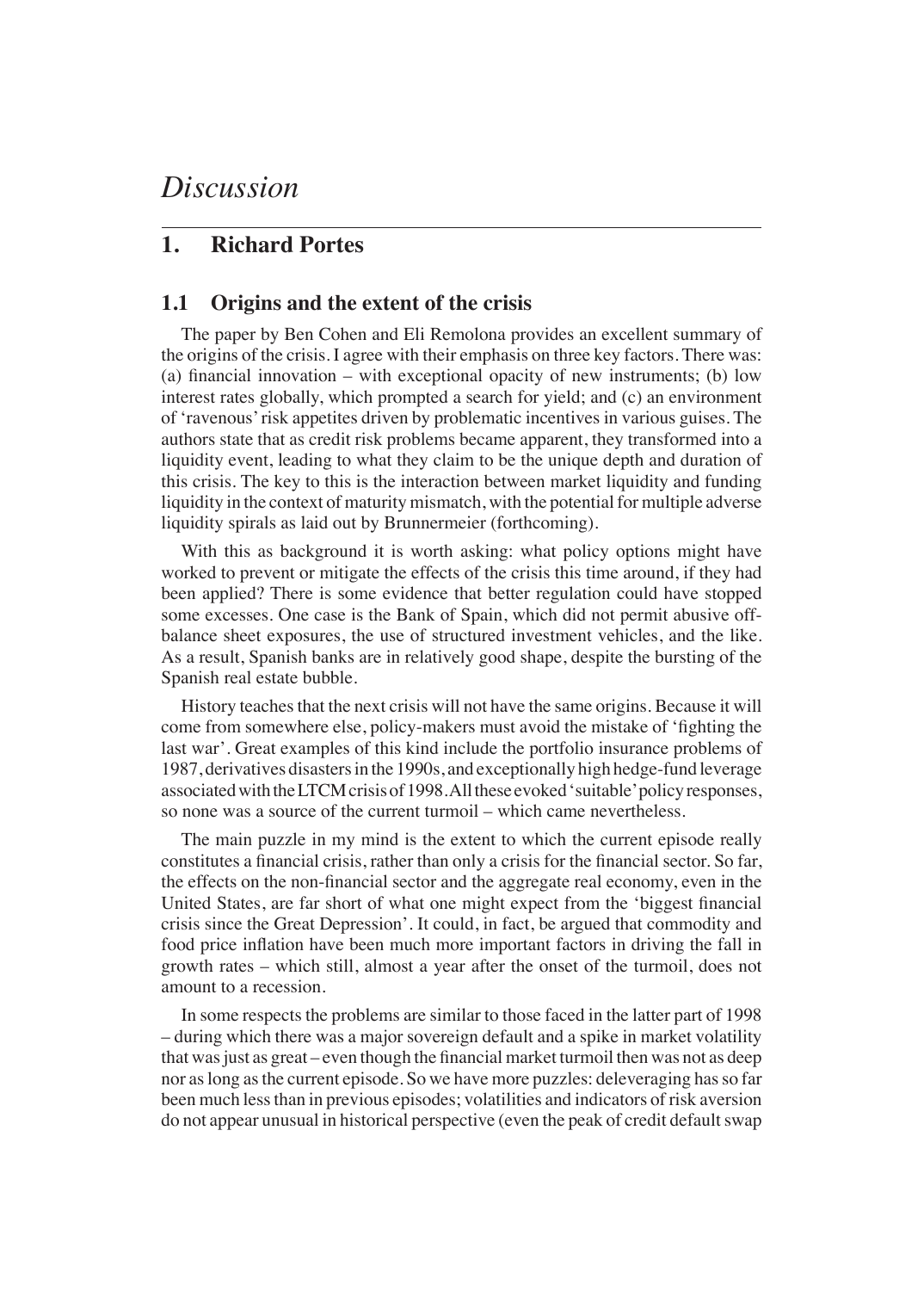# *Discussion*

## 1. Richard Portes

### 1.1 Origins and the extent of the crisis

The paper by Ben Cohen and Eli Remolona provides an excellent summary of the origins of the crisis. I agree with their emphasis on three key factors. There was: (a) financial innovation – with exceptional opacity of new instruments; (b) low interest rates globally, which prompted a search for yield; and (c) an environment of 'ravenous' risk appetites driven by problematic incentives in various guises. The authors state that as credit risk problems became apparent, they transformed into a liquidity event, leading to what they claim to be the unique depth and duration of this crisis. The key to this is the interaction between market liquidity and funding liquidity in the context of maturity mismatch, with the potential for multiple adverse liquidity spirals as laid out by Brunnermeier (forthcoming).

With this as background it is worth asking: what policy options might have worked to prevent or mitigate the effects of the crisis this time around, if they had been applied? There is some evidence that better regulation could have stopped some excesses. One case is the Bank of Spain, which did not permit abusive off-balance sheet exposures, the use of structured investment vehicles, and the like. As a result, Spanish banks are in relatively good shape, despite the bursting of the Spanish real estate bubble.

History teaches that the next crisis will not have the same origins. Because it will come from somewhere else, policy-makers must avoid the mistake of 'fighting the last war'. Great examples of this kind include the portfolio insurance problems of 1987, derivatives disasters in the 1990s, and exceptionally high hedge-fund leverage associated with the LTCM crisis of 1998. All these evoked 'suitable' policy responses, so none was a source of the current turmoil – which came nevertheless.

The main puzzle in my mind is the extent to which the current episode really constitutes a financial crisis, rather than only a crisis for the financial sector. So far, the effects on the non-financial sector and the aggregate real economy, even in the United States, are far short of what one might expect from the 'biggest financial crisis since the Great Depression'. It could, in fact, be argued that commodity and food price inflation have been much more important factors in driving the fall in growth rates – which still, almost a year after the onset of the turmoil, does not amount to a recession.

In some respects the problems are similar to those faced in the latter part of 1998 – during which there was a major sovereign default and a spike in market volatility that was just as great – even though the financial market turmoil then was not as deep nor as long as the current episode. So we have more puzzles: deleveraging has so far been much less than in previous episodes; volatilities and indicators of risk aversion do not appear unusual in historical perspective (even the peak of credit default swap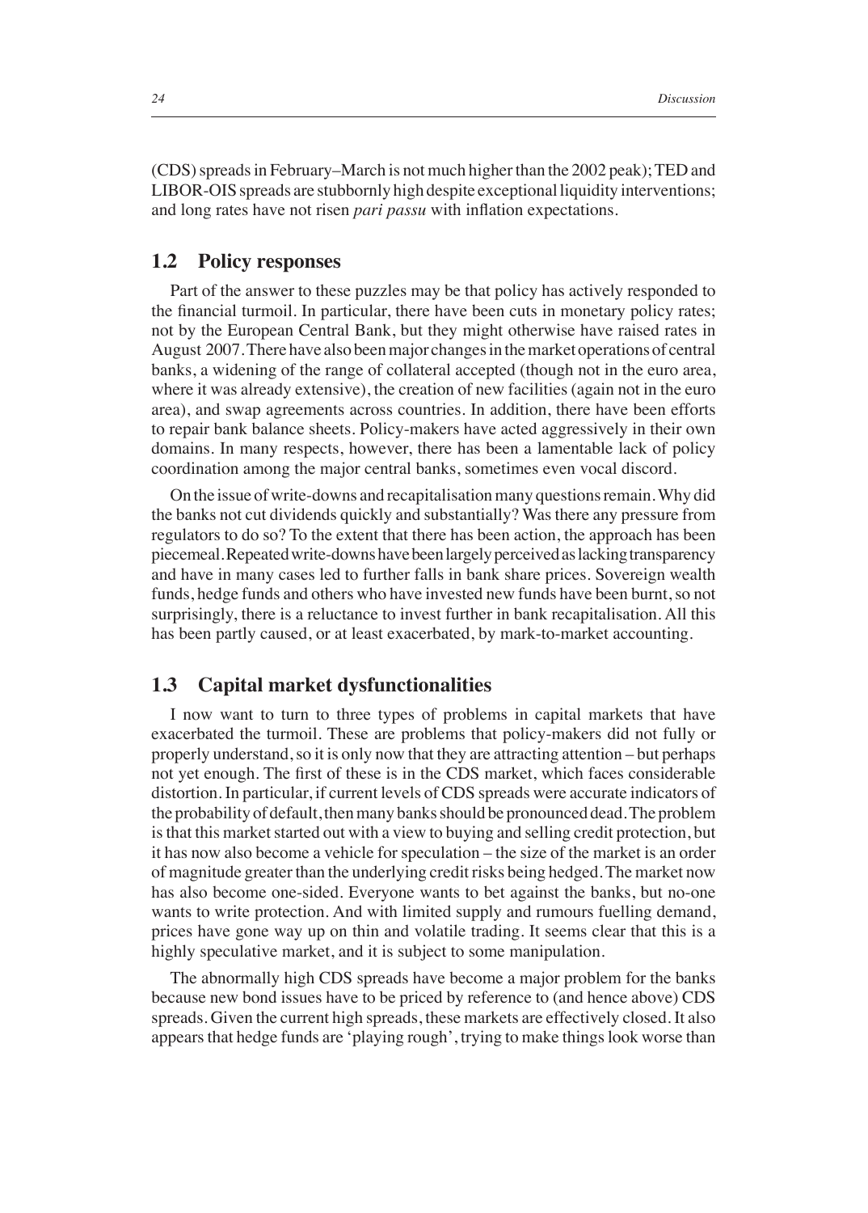(CDS) spreads in February–March is not much higher than the 2002 peak); TED and LIBOR-OIS spreads are stubbornly high despite exceptional liquidity interventions; and long rates have not risen *pari passu* with inflation expectations.

## 1.2 Policy responses

Part of the answer to these puzzles may be that policy has actively responded to the financial turmoil. In particular, there have been cuts in monetary policy rates; not by the European Central Bank, but they might otherwise have raised rates in August 2007. There have also been major changes in the market operations of central banks, a widening of the range of collateral accepted (though not in the euro area, where it was already extensive), the creation of new facilities (again not in the euro area), and swap agreements across countries. In addition, there have been efforts to repair bank balance sheets. Policy-makers have acted aggressively in their own domains. In many respects, however, there has been a lamentable lack of policy coordination among the major central banks, sometimes even vocal discord.

On the issue of write-downs and recapitalisation many questions remain. Why did the banks not cut dividends quickly and substantially? Was there any pressure from regulators to do so? To the extent that there has been action, the approach has been piecemeal. Repeated write-downs have been largely perceived as lacking transparency and have in many cases led to further falls in bank share prices. Sovereign wealth funds, hedge funds and others who have invested new funds have been burnt, so not surprisingly, there is a reluctance to invest further in bank recapitalisation. All this has been partly caused, or at least exacerbated, by mark-to-market accounting.

## 1.3 Capital market dysfunctionalities

I now want to turn to three types of problems in capital markets that have exacerbated the turmoil. These are problems that policy-makers did not fully or properly understand, so it is only now that they are attracting attention – but perhaps not yet enough. The first of these is in the CDS market, which faces considerable distortion. In particular, if current levels of CDS spreads were accurate indicators of the probability of default, then many banks should be pronounced dead. The problem is that this market started out with a view to buying and selling credit protection, but it has now also become a vehicle for speculation – the size of the market is an order of magnitude greater than the underlying credit risks being hedged. The market now has also become one-sided. Everyone wants to bet against the banks, but no-one wants to write protection. And with limited supply and rumours fuelling demand, prices have gone way up on thin and volatile trading. It seems clear that this is a highly speculative market, and it is subject to some manipulation.

The abnormally high CDS spreads have become a major problem for the banks because new bond issues have to be priced by reference to (and hence above) CDS spreads. Given the current high spreads, these markets are effectively closed. It also appears that hedge funds are 'playing rough', trying to make things look worse than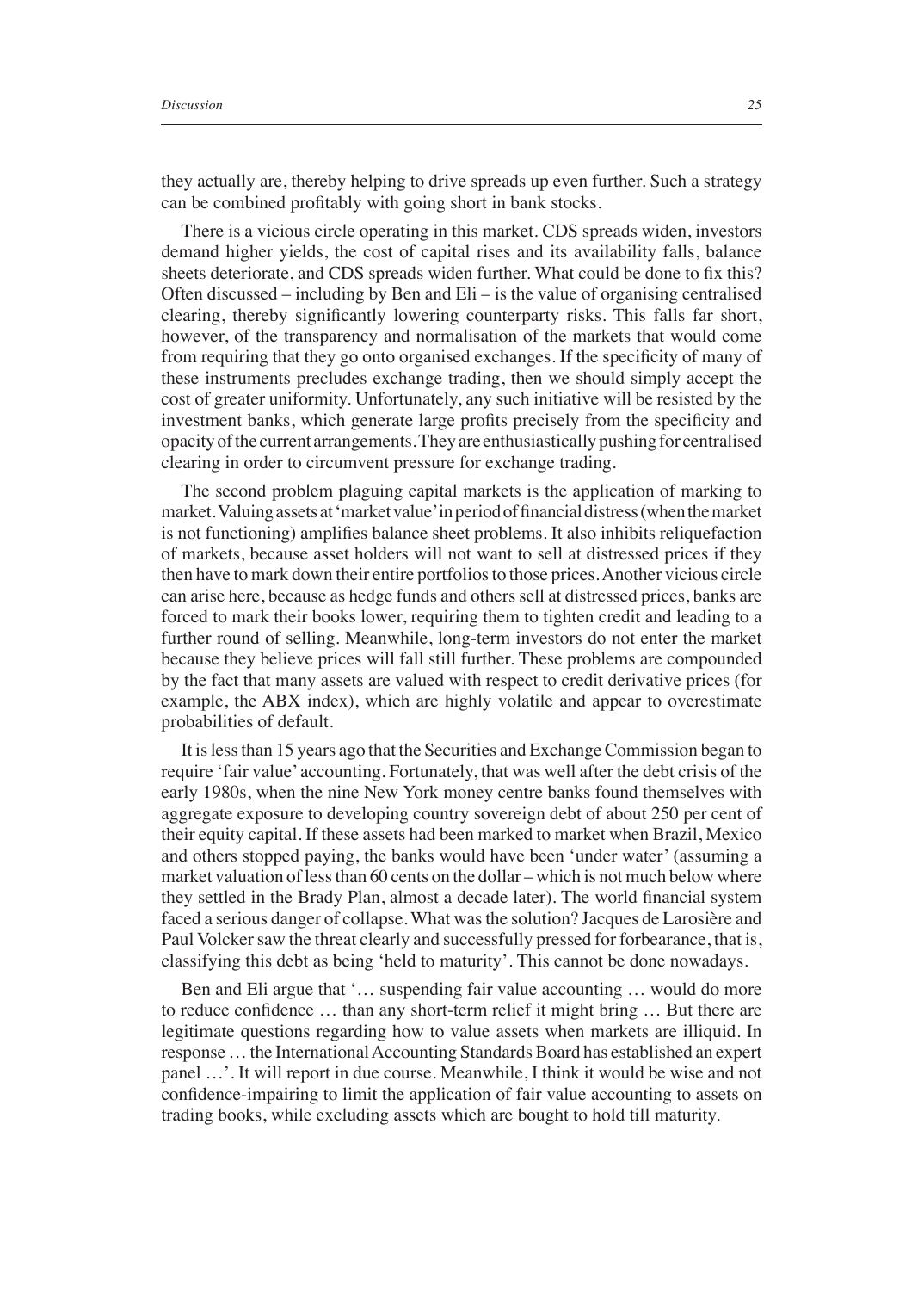they actually are, thereby helping to drive spreads up even further. Such a strategy can be combined profitably with going short in bank stocks.

There is a vicious circle operating in this market. CDS spreads widen, investors demand higher yields, the cost of capital rises and its availability falls, balance sheets deteriorate, and CDS spreads widen further. What could be done to fix this? Often discussed – including by Ben and Eli – is the value of organising centralised clearing, thereby significantly lowering counterparty risks. This falls far short, however, of the transparency and normalisation of the markets that would come from requiring that they go onto organised exchanges. If the specificity of many of these instruments precludes exchange trading, then we should simply accept the cost of greater uniformity. Unfortunately, any such initiative will be resisted by the investment banks, which generate large profits precisely from the specificity and opacity of the current arrangements. They are enthusiastically pushing for centralised clearing in order to circumvent pressure for exchange trading.

The second problem plaguing capital markets is the application of marking to market. Valuing assets at 'market value' in period of financial distress (when the market is not functioning) amplifies balance sheet problems. It also inhibits reliquefaction of markets, because asset holders will not want to sell at distressed prices if they then have to mark down their entire portfolios to those prices. Another vicious circle can arise here, because as hedge funds and others sell at distressed prices, banks are forced to mark their books lower, requiring them to tighten credit and leading to a further round of selling. Meanwhile, long-term investors do not enter the market because they believe prices will fall still further. These problems are compounded by the fact that many assets are valued with respect to credit derivative prices (for example, the ABX index), which are highly volatile and appear to overestimate probabilities of default.

It is less than 15 years ago that the Securities and Exchange Commission began to require 'fair value' accounting. Fortunately, that was well after the debt crisis of the early 1980s, when the nine New York money centre banks found themselves with aggregate exposure to developing country sovereign debt of about 250 per cent of their equity capital. If these assets had been marked to market when Brazil, Mexico and others stopped paying, the banks would have been 'under water' (assuming a market valuation of less than 60 cents on the dollar – which is not much below where they settled in the Brady Plan, almost a decade later). The world financial system faced a serious danger of collapse. What was the solution? Jacques de Larosière and Paul Volcker saw the threat clearly and successfully pressed for forbearance, that is, classifying this debt as being 'held to maturity'. This cannot be done nowadays.

Ben and Eli argue that '… suspending fair value accounting … would do more to reduce confidence … than any short-term relief it might bring … But there are legitimate questions regarding how to value assets when markets are illiquid. In response … the International Accounting Standards Board has established an expert panel …'. It will report in due course. Meanwhile, I think it would be wise and not confidence-impairing to limit the application of fair value accounting to assets on trading books, while excluding assets which are bought to hold till maturity.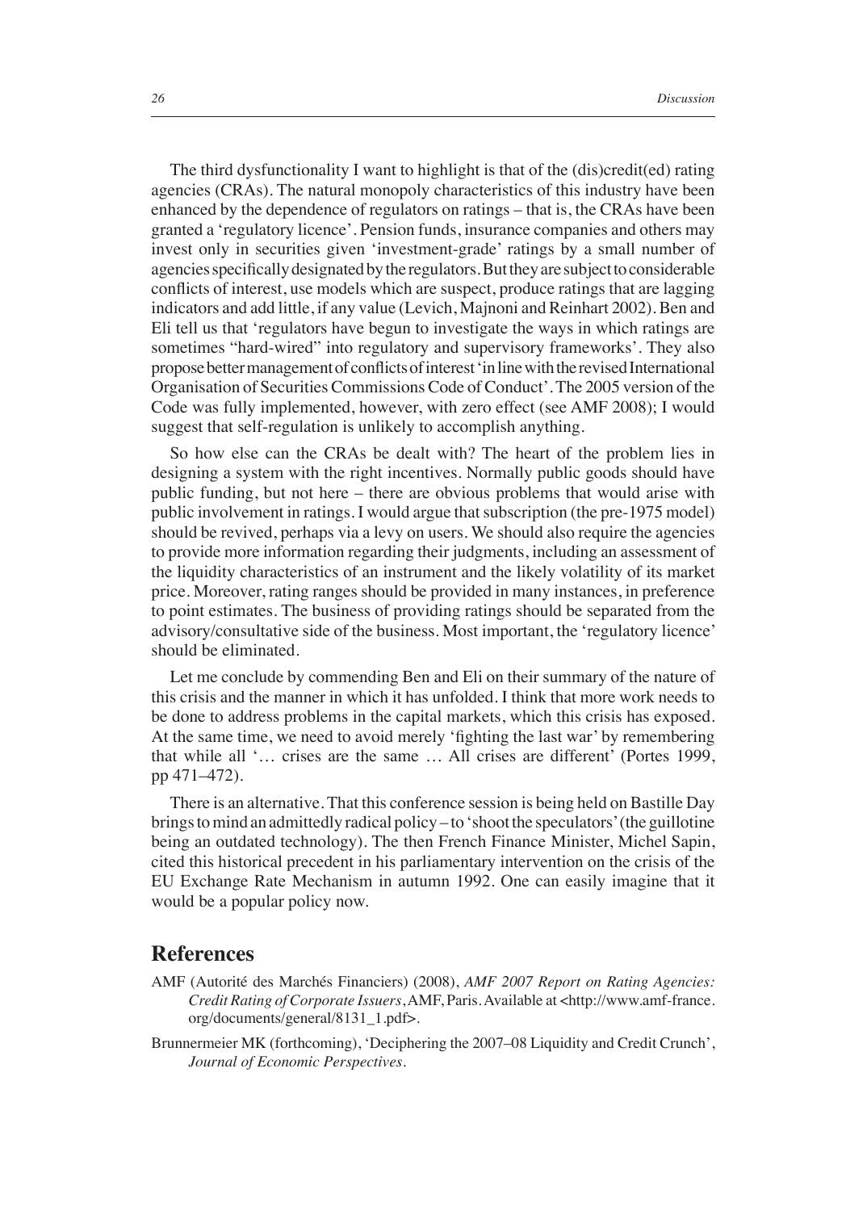The third dysfunctionality I want to highlight is that of the (dis)credit(ed) rating agencies (CRAs). The natural monopoly characteristics of this industry have been enhanced by the dependence of regulators on ratings – that is, the CRAs have been granted a 'regulatory licence'. Pension funds, insurance companies and others may invest only in securities given 'investment-grade' ratings by a small number of agencies specifically designated by the regulators. But they are subject to considerable conflicts of interest, use models which are suspect, produce ratings that are lagging indicators and add little, if any value (Levich, Majnoni and Reinhart 2002). Ben and Eli tell us that 'regulators have begun to investigate the ways in which ratings are sometimes "hard-wired" into regulatory and supervisory frameworks'. They also propose better management of conflicts of interest 'in line with the revised International Organisation of Securities Commissions Code of Conduct'. The 2005 version of the Code was fully implemented, however, with zero effect (see AMF 2008); I would suggest that self-regulation is unlikely to accomplish anything.

So how else can the CRAs be dealt with? The heart of the problem lies in designing a system with the right incentives. Normally public goods should have public funding, but not here – there are obvious problems that would arise with public involvement in ratings. I would argue that subscription (the pre-1975 model) should be revived, perhaps via a levy on users. We should also require the agencies to provide more information regarding their judgments, including an assessment of the liquidity characteristics of an instrument and the likely volatility of its market price. Moreover, rating ranges should be provided in many instances, in preference to point estimates. The business of providing ratings should be separated from the advisory/consultative side of the business. Most important, the 'regulatory licence' should be eliminated.

Let me conclude by commending Ben and Eli on their summary of the nature of this crisis and the manner in which it has unfolded. I think that more work needs to be done to address problems in the capital markets, which this crisis has exposed. At the same time, we need to avoid merely 'fighting the last war' by remembering that while all '… crises are the same … All crises are different' (Portes 1999, pp 471–472).

There is an alternative. That this conference session is being held on Bastille Day brings to mind an admittedly radical policy – to 'shoot the speculators' (the guillotine being an outdated technology). The then French Finance Minister, Michel Sapin, cited this historical precedent in his parliamentary intervention on the crisis of the EU Exchange Rate Mechanism in autumn 1992. One can easily imagine that it would be a popular policy now.

## References

AMF (Autorité des Marchés Financiers) (2008), *AMF 2007 Report on Rating Agencies: Credit Rating of Corporate Issuers*, AMF, Paris. Available at <http://www.amf-france.org/documents/general/8131_1.pdf>.

Brunnermeier MK (forthcoming), 'Deciphering the 2007–08 Liquidity and Credit Crunch', *Journal of Economic Perspectives*.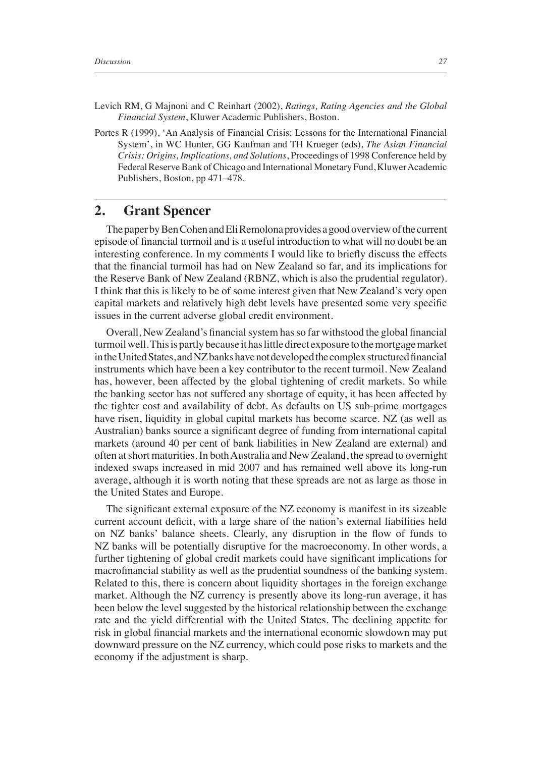Levich RM, G Majnoni and C Reinhart (2002), *Ratings, Rating Agencies and the Global Financial System*, Kluwer Academic Publishers, Boston.

Portes R (1999), 'An Analysis of Financial Crisis: Lessons for the International Financial System', in WC Hunter, GG Kaufman and TH Krueger (eds), *The Asian Financial Crisis: Origins, Implications, and Solutions*, Proceedings of 1998 Conference held by Federal Reserve Bank of Chicago and International Monetary Fund, Kluwer Academic Publishers, Boston, pp 471–478.

## 2. Grant Spencer

The paper by Ben Cohen and Eli Remolona provides a good overview of the current episode of financial turmoil and is a useful introduction to what will no doubt be an interesting conference. In my comments I would like to briefly discuss the effects that the financial turmoil has had on New Zealand so far, and its implications for the Reserve Bank of New Zealand (RBNZ, which is also the prudential regulator). I think that this is likely to be of some interest given that New Zealand's very open capital markets and relatively high debt levels have presented some very specific issues in the current adverse global credit environment.

Overall, New Zealand's financial system has so far withstood the global financial turmoil well. This is partly because it has little direct exposure to the mortgage market in the United States, and NZ banks have not developed the complex structured financial instruments which have been a key contributor to the recent turmoil. New Zealand has, however, been affected by the global tightening of credit markets. So while the banking sector has not suffered any shortage of equity, it has been affected by the tighter cost and availability of debt. As defaults on US sub-prime mortgages have risen, liquidity in global capital markets has become scarce. NZ (as well as Australian) banks source a significant degree of funding from international capital markets (around 40 per cent of bank liabilities in New Zealand are external) and often at short maturities. In both Australia and New Zealand, the spread to overnight indexed swaps increased in mid 2007 and has remained well above its long-run average, although it is worth noting that these spreads are not as large as those in the United States and Europe.

The significant external exposure of the NZ economy is manifest in its sizeable current account deficit, with a large share of the nation's external liabilities held on NZ banks' balance sheets. Clearly, any disruption in the flow of funds to NZ banks will be potentially disruptive for the macroeconomy. In other words, a further tightening of global credit markets could have significant implications for macrofinancial stability as well as the prudential soundness of the banking system. Related to this, there is concern about liquidity shortages in the foreign exchange market. Although the NZ currency is presently above its long-run average, it has been below the level suggested by the historical relationship between the exchange rate and the yield differential with the United States. The declining appetite for risk in global financial markets and the international economic slowdown may put downward pressure on the NZ currency, which could pose risks to markets and the economy if the adjustment is sharp.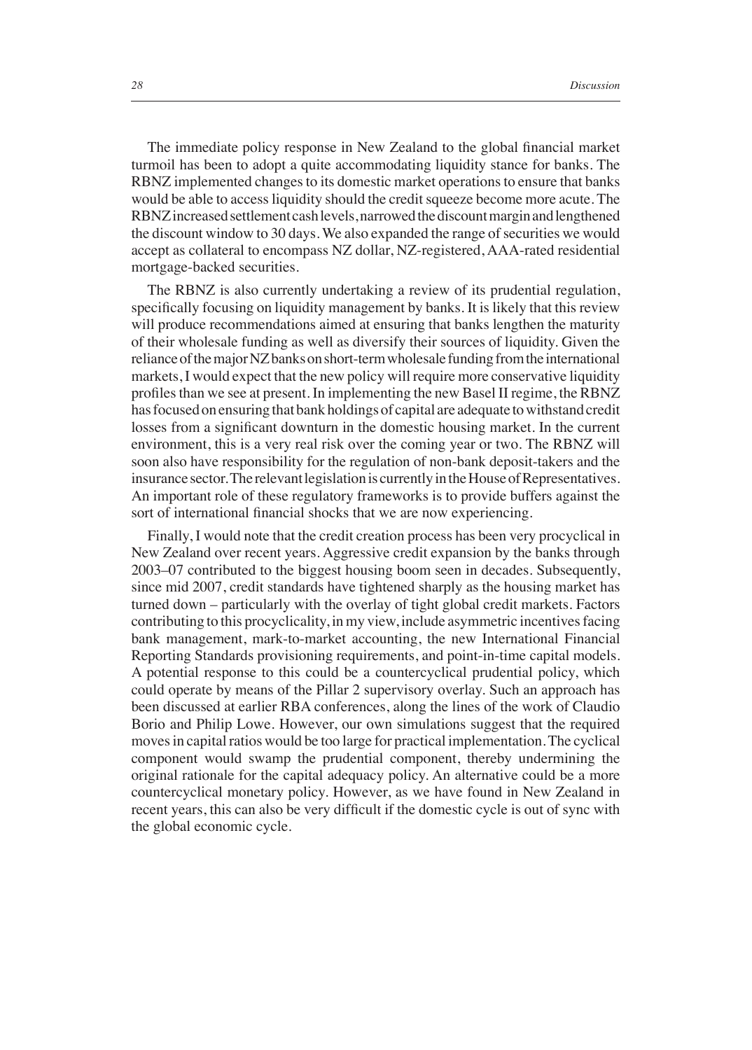The immediate policy response in New Zealand to the global financial market turmoil has been to adopt a quite accommodating liquidity stance for banks. The RBNZ implemented changes to its domestic market operations to ensure that banks would be able to access liquidity should the credit squeeze become more acute. The RBNZ increased settlement cash levels, narrowed the discount margin and lengthened the discount window to 30 days. We also expanded the range of securities we would accept as collateral to encompass NZ dollar, NZ-registered, AAA-rated residential mortgage-backed securities.

The RBNZ is also currently undertaking a review of its prudential regulation, specifically focusing on liquidity management by banks. It is likely that this review will produce recommendations aimed at ensuring that banks lengthen the maturity of their wholesale funding as well as diversify their sources of liquidity. Given the reliance of the major NZ banks on short-term wholesale funding from the international markets, I would expect that the new policy will require more conservative liquidity profiles than we see at present. In implementing the new Basel II regime, the RBNZ has focused on ensuring that bank holdings of capital are adequate to withstand credit losses from a significant downturn in the domestic housing market. In the current environment, this is a very real risk over the coming year or two. The RBNZ will soon also have responsibility for the regulation of non-bank deposit-takers and the insurance sector. The relevant legislation is currently in the House of Representatives. An important role of these regulatory frameworks is to provide buffers against the sort of international financial shocks that we are now experiencing.

Finally, I would note that the credit creation process has been very procyclical in New Zealand over recent years. Aggressive credit expansion by the banks through 2003–07 contributed to the biggest housing boom seen in decades. Subsequently, since mid 2007, credit standards have tightened sharply as the housing market has turned down – particularly with the overlay of tight global credit markets. Factors contributing to this procyclicality, in my view, include asymmetric incentives facing bank management, mark-to-market accounting, the new International Financial Reporting Standards provisioning requirements, and point-in-time capital models. A potential response to this could be a countercyclical prudential policy, which could operate by means of the Pillar 2 supervisory overlay. Such an approach has been discussed at earlier RBA conferences, along the lines of the work of Claudio Borio and Philip Lowe. However, our own simulations suggest that the required moves in capital ratios would be too large for practical implementation. The cyclical component would swamp the prudential component, thereby undermining the original rationale for the capital adequacy policy. An alternative could be a more countercyclical monetary policy. However, as we have found in New Zealand in recent years, this can also be very difficult if the domestic cycle is out of sync with the global economic cycle.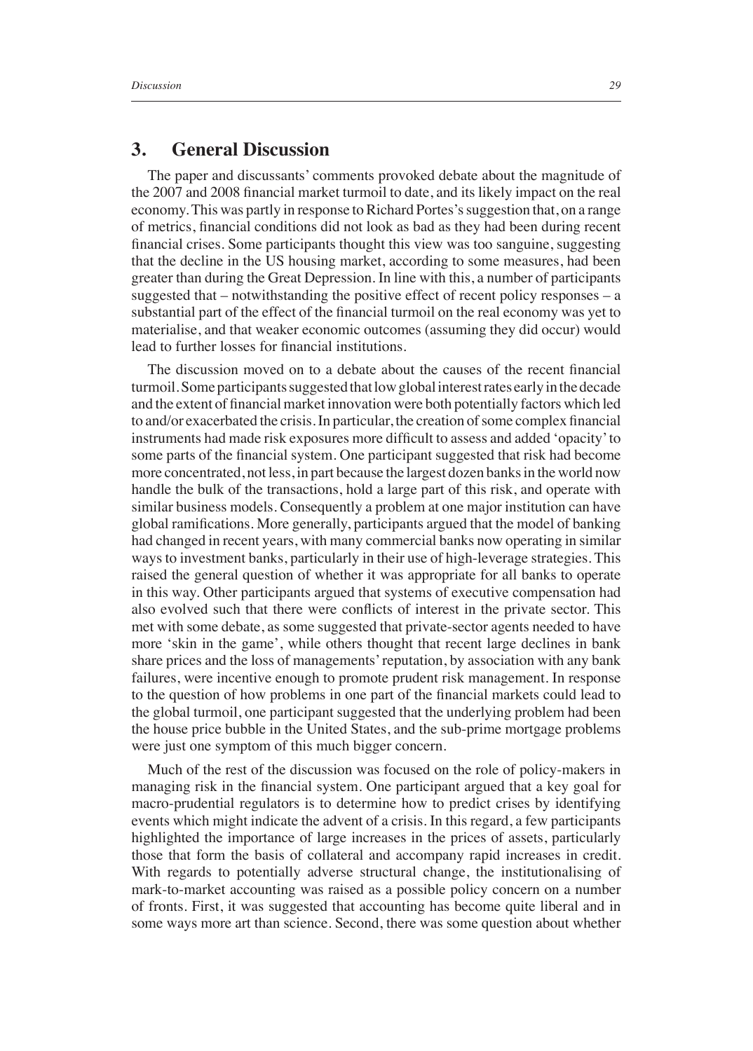## 3. General Discussion

The paper and discussants' comments provoked debate about the magnitude of the 2007 and 2008 financial market turmoil to date, and its likely impact on the real economy. This was partly in response to Richard Portes's suggestion that, on a range of metrics, financial conditions did not look as bad as they had been during recent financial crises. Some participants thought this view was too sanguine, suggesting that the decline in the US housing market, according to some measures, had been greater than during the Great Depression. In line with this, a number of participants suggested that – notwithstanding the positive effect of recent policy responses – a substantial part of the effect of the financial turmoil on the real economy was yet to materialise, and that weaker economic outcomes (assuming they did occur) would lead to further losses for financial institutions.

The discussion moved on to a debate about the causes of the recent financial turmoil. Some participants suggested that low global interest rates early in the decade and the extent of financial market innovation were both potentially factors which led to and/or exacerbated the crisis. In particular, the creation of some complex financial instruments had made risk exposures more difficult to assess and added 'opacity' to some parts of the financial system. One participant suggested that risk had become more concentrated, not less, in part because the largest dozen banks in the world now handle the bulk of the transactions, hold a large part of this risk, and operate with similar business models. Consequently a problem at one major institution can have global ramifications. More generally, participants argued that the model of banking had changed in recent years, with many commercial banks now operating in similar ways to investment banks, particularly in their use of high-leverage strategies. This raised the general question of whether it was appropriate for all banks to operate in this way. Other participants argued that systems of executive compensation had also evolved such that there were conflicts of interest in the private sector. This met with some debate, as some suggested that private-sector agents needed to have more 'skin in the game', while others thought that recent large declines in bank share prices and the loss of managements' reputation, by association with any bank failures, were incentive enough to promote prudent risk management. In response to the question of how problems in one part of the financial markets could lead to the global turmoil, one participant suggested that the underlying problem had been the house price bubble in the United States, and the sub-prime mortgage problems were just one symptom of this much bigger concern.

Much of the rest of the discussion was focused on the role of policy-makers in managing risk in the financial system. One participant argued that a key goal for macro-prudential regulators is to determine how to predict crises by identifying events which might indicate the advent of a crisis. In this regard, a few participants highlighted the importance of large increases in the prices of assets, particularly those that form the basis of collateral and accompany rapid increases in credit. With regards to potentially adverse structural change, the institutionalising of mark-to-market accounting was raised as a possible policy concern on a number of fronts. First, it was suggested that accounting has become quite liberal and in some ways more art than science. Second, there was some question about whether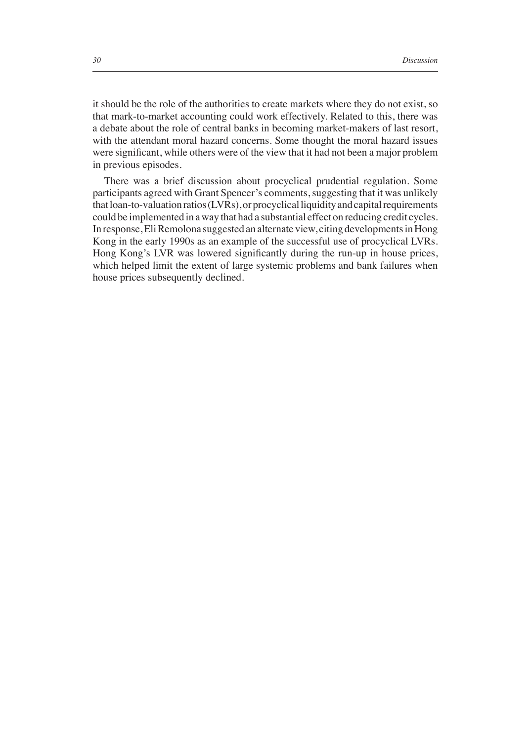it should be the role of the authorities to create markets where they do not exist, so that mark-to-market accounting could work effectively. Related to this, there was a debate about the role of central banks in becoming market-makers of last resort, with the attendant moral hazard concerns. Some thought the moral hazard issues were significant, while others were of the view that it had not been a major problem in previous episodes.

There was a brief discussion about procyclical prudential regulation. Some participants agreed with Grant Spencer's comments, suggesting that it was unlikely that loan-to-valuation ratios (LVRs), or procyclical liquidity and capital requirements could be implemented in a way that had a substantial effect on reducing credit cycles. In response, Eli Remolona suggested an alternate view, citing developments in Hong Kong in the early 1990s as an example of the successful use of procyclical LVRs. Hong Kong's LVR was lowered significantly during the run-up in house prices, which helped limit the extent of large systemic problems and bank failures when house prices subsequently declined.